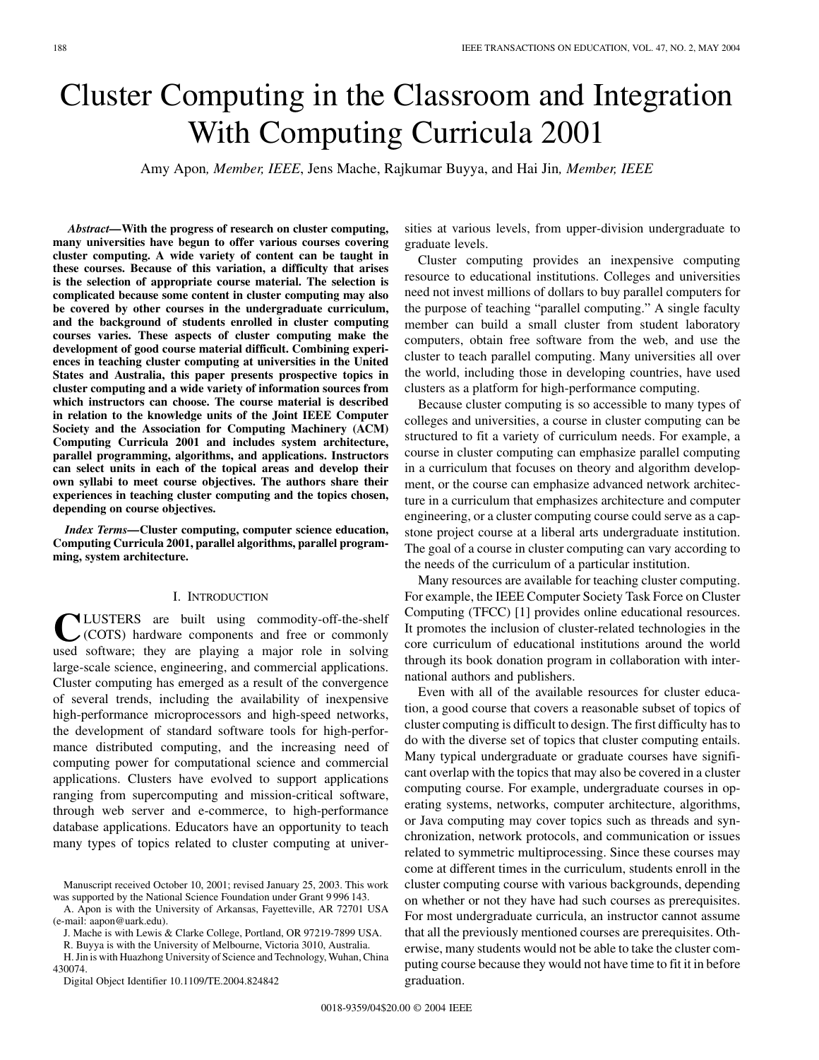# Cluster Computing in the Classroom and Integration With Computing Curricula 2001

Amy Apon, *Member, IEEE*, Jens Mache, Rajkumar Buyya, and Hai Jin, *Member, IEEE*

***Abstract*—With the progress of research on cluster computing, many universities have begun to offer various courses covering cluster computing. A wide variety of content can be taught in these courses. Because of this variation, a difficulty that arises is the selection of appropriate course material. The selection is complicated because some content in cluster computing may also be covered by other courses in the undergraduate curriculum, and the background of students enrolled in cluster computing courses varies. These aspects of cluster computing make the development of good course material difficult. Combining experiences in teaching cluster computing at universities in the United States and Australia, this paper presents prospective topics in cluster computing and a wide variety of information sources from which instructors can choose. The course material is described in relation to the knowledge units of the Joint IEEE Computer Society and the Association for Computing Machinery (ACM) Computing Curricula 2001 and includes system architecture, parallel programming, algorithms, and applications. Instructors can select units in each of the topical areas and develop their own syllabi to meet course objectives. The authors share their experiences in teaching cluster computing and the topics chosen, depending on course objectives.**

***Index Terms*—Cluster computing, computer science education, Computing Curricula 2001, parallel algorithms, parallel programming, system architecture.**

## I. Introduction

Clusters are built using commodity-off-the-shelf (COTS) hardware components and free or commonly used software; they are playing a major role in solving large-scale science, engineering, and commercial applications. Cluster computing has emerged as a result of the convergence of several trends, including the availability of inexpensive high-performance microprocessors and high-speed networks, the development of standard software tools for high-performance distributed computing, and the increasing need of computing power for computational science and commercial applications. Clusters have evolved to support applications ranging from supercomputing and mission-critical software, through web server and e-commerce, to high-performance database applications. Educators have an opportunity to teach many types of topics related to cluster computing at universities at various levels, from upper-division undergraduate to graduate levels.

Cluster computing provides an inexpensive computing resource to educational institutions. Colleges and universities need not invest millions of dollars to buy parallel computers for the purpose of teaching "parallel computing." A single faculty member can build a small cluster from student laboratory computers, obtain free software from the web, and use the cluster to teach parallel computing. Many universities all over the world, including those in developing countries, have used clusters as a platform for high-performance computing.

Because cluster computing is so accessible to many types of colleges and universities, a course in cluster computing can be structured to fit a variety of curriculum needs. For example, a course in cluster computing can emphasize parallel computing in a curriculum that focuses on theory and algorithm development, or the course can emphasize advanced network architecture in a curriculum that emphasizes architecture and computer engineering, or a cluster computing course could serve as a capstone project course at a liberal arts undergraduate institution. The goal of a course in cluster computing can vary according to the needs of the curriculum of a particular institution.

Many resources are available for teaching cluster computing. For example, the IEEE Computer Society Task Force on Cluster Computing (TFCC) [1] provides online educational resources. It promotes the inclusion of cluster-related technologies in the core curriculum of educational institutions around the world through its book donation program in collaboration with international authors and publishers.

Even with all of the available resources for cluster education, a good course that covers a reasonable subset of topics of cluster computing is difficult to design. The first difficulty has to do with the diverse set of topics that cluster computing entails. Many typical undergraduate or graduate courses have significant overlap with the topics that may also be covered in a cluster computing course. For example, undergraduate courses in operating systems, networks, computer architecture, algorithms, or Java computing may cover topics such as threads and synchronization, network protocols, and communication or issues related to symmetric multiprocessing. Since these courses may come at different times in the curriculum, students enroll in the cluster computing course with various backgrounds, depending on whether or not they have had such courses as prerequisites. For most undergraduate curricula, an instructor cannot assume that all the previously mentioned courses are prerequisites. Otherwise, many students would not be able to take the cluster computing course because they would not have time to fit it in before graduation.

Manuscript received October 10, 2001; revised January 25, 2003. This work was supported by the National Science Foundation under Grant 9 996 143.

A. Apon is with the University of Arkansas, Fayetteville, AR 72701 USA (e-mail: aapon@uark.edu).

J. Mache is with Lewis & Clarke College, Portland, OR 97219-7899 USA.

R. Buyya is with the University of Melbourne, Victoria 3010, Australia.

H. Jin is with Huazhong University of Science and Technology, Wuhan, China 430074.

Digital Object Identifier 10.1109/TE.2004.824842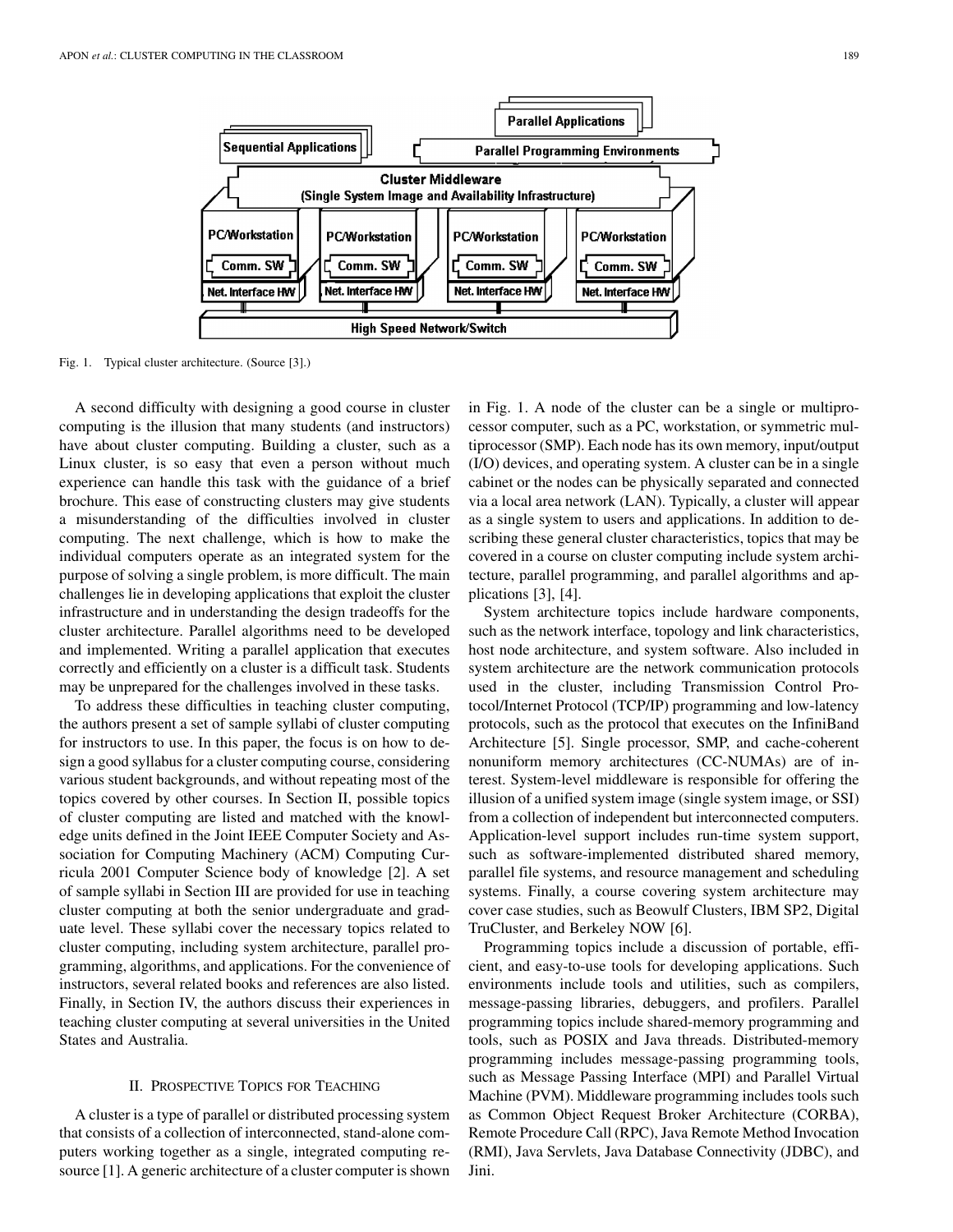Parallel Applications

Sequential Applications

Parallel Programming Environments

Cluster Middleware

(Single System Image and Availability Infrastructure)

PC/Workstation

Comm. SW

Net. Interface HW

High Speed Network/Switch

Fig. 1. Typical cluster architecture. (Source [3].)

A second difficulty with designing a good course in cluster computing is the illusion that many students (and instructors) have about cluster computing. Building a cluster, such as a Linux cluster, is so easy that even a person without much experience can handle this task with the guidance of a brief brochure. This ease of constructing clusters may give students a misunderstanding of the difficulties involved in cluster computing. The next challenge, which is how to make the individual computers operate as an integrated system for the purpose of solving a single problem, is more difficult. The main challenges lie in developing applications that exploit the cluster infrastructure and in understanding the design tradeoffs for the cluster architecture. Parallel algorithms need to be developed and implemented. Writing a parallel application that executes correctly and efficiently on a cluster is a difficult task. Students may be unprepared for the challenges involved in these tasks.

To address these difficulties in teaching cluster computing, the authors present a set of sample syllabi of cluster computing for instructors to use. In this paper, the focus is on how to design a good syllabus for a cluster computing course, considering various student backgrounds, and without repeating most of the topics covered by other courses. In Section II, possible topics of cluster computing are listed and matched with the knowledge units defined in the Joint IEEE Computer Society and Association for Computing Machinery (ACM) Computing Curricula 2001 Computer Science body of knowledge [2]. A set of sample syllabi in Section III are provided for use in teaching cluster computing at both the senior undergraduate and graduate level. These syllabi cover the necessary topics related to cluster computing, including system architecture, parallel programming, algorithms, and applications. For the convenience of instructors, several related books and references are also listed. Finally, in Section IV, the authors discuss their experiences in teaching cluster computing at several universities in the United States and Australia.

## II. Prospective Topics for Teaching

A cluster is a type of parallel or distributed processing system that consists of a collection of interconnected, stand-alone computers working together as a single, integrated computing resource [1]. A generic architecture of a cluster computer is shown in Fig. 1. A node of the cluster can be a single or multiprocessor computer, such as a PC, workstation, or symmetric multiprocessor (SMP). Each node has its own memory, input/output (I/O) devices, and operating system. A cluster can be in a single cabinet or the nodes can be physically separated and connected via a local area network (LAN). Typically, a cluster will appear as a single system to users and applications. In addition to describing these general cluster characteristics, topics that may be covered in a course on cluster computing include system architecture, parallel programming, and parallel algorithms and applications [3], [4].

System architecture topics include hardware components, such as the network interface, topology and link characteristics, host node architecture, and system software. Also included in system architecture are the network communication protocols used in the cluster, including Transmission Control Protocol/Internet Protocol (TCP/IP) programming and low-latency protocols, such as the protocol that executes on the InfiniBand Architecture [5]. Single processor, SMP, and cache-coherent nonuniform memory architectures (CC-NUMAs) are of interest. System-level middleware is responsible for offering the illusion of a unified system image (single system image, or SSI) from a collection of independent but interconnected computers. Application-level support includes run-time system support, such as software-implemented distributed shared memory, parallel file systems, and resource management and scheduling systems. Finally, a course covering system architecture may cover case studies, such as Beowulf Clusters, IBM SP2, Digital TruCluster, and Berkeley NOW [6].

Programming topics include a discussion of portable, efficient, and easy-to-use tools for developing applications. Such environments include tools and utilities, such as compilers, message-passing libraries, debuggers, and profilers. Parallel programming topics include shared-memory programming and tools, such as POSIX and Java threads. Distributed-memory programming includes message-passing programming tools, such as Message Passing Interface (MPI) and Parallel Virtual Machine (PVM). Middleware programming includes tools such as Common Object Request Broker Architecture (CORBA), Remote Procedure Call (RPC), Java Remote Method Invocation (RMI), Java Servlets, Java Database Connectivity (JDBC), and Jini.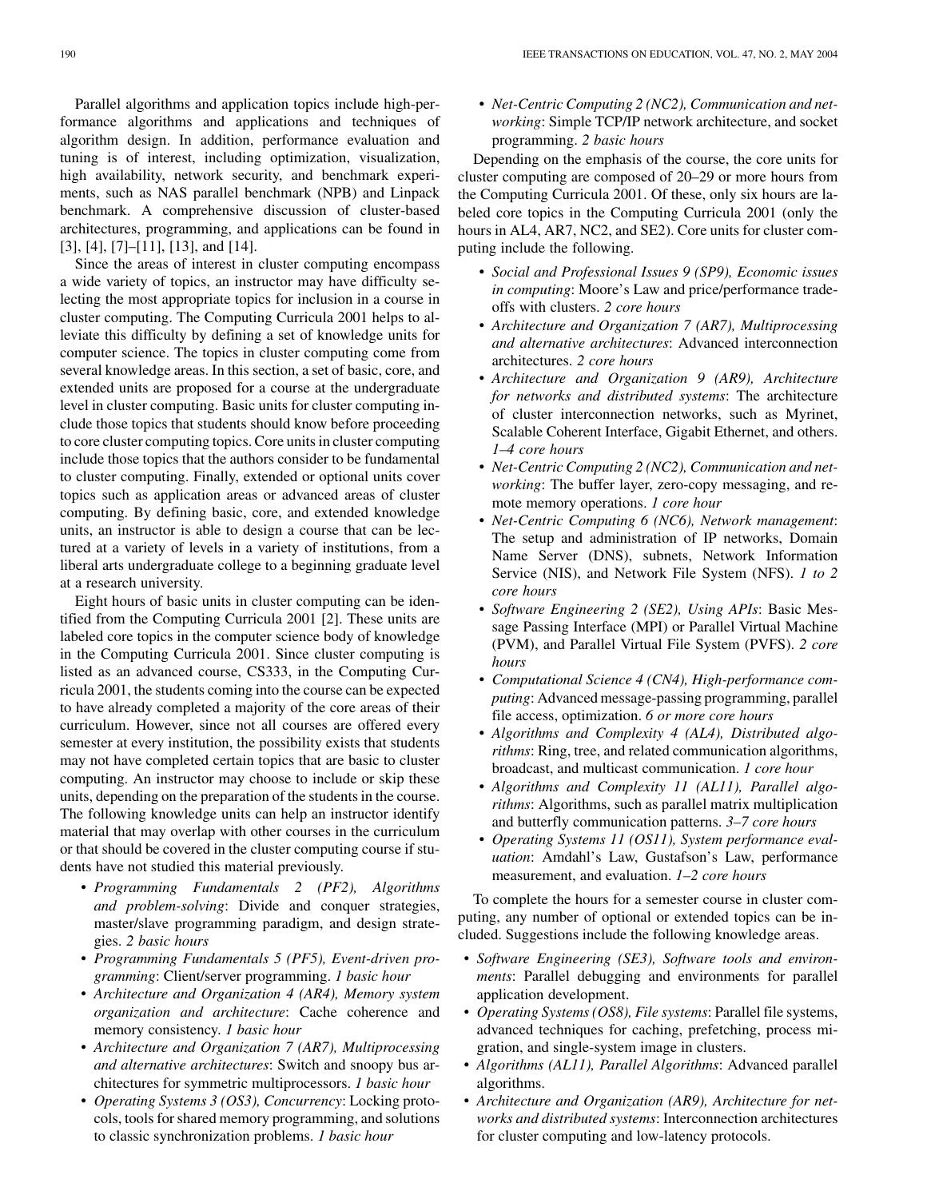Parallel algorithms and application topics include high-performance algorithms and applications and techniques of algorithm design. In addition, performance evaluation and tuning is of interest, including optimization, visualization, high availability, network security, and benchmark experiments, such as NAS parallel benchmark (NPB) and Linpack benchmark. A comprehensive discussion of cluster-based architectures, programming, and applications can be found in [3], [4], [7]–[11], [13], and [14].

Since the areas of interest in cluster computing encompass a wide variety of topics, an instructor may have difficulty selecting the most appropriate topics for inclusion in a course in cluster computing. The Computing Curricula 2001 helps to alleviate this difficulty by defining a set of knowledge units for computer science. The topics in cluster computing come from several knowledge areas. In this section, a set of basic, core, and extended units are proposed for a course at the undergraduate level in cluster computing. Basic units for cluster computing include those topics that students should know before proceeding to core cluster computing topics. Core units in cluster computing include those topics that the authors consider to be fundamental to cluster computing. Finally, extended or optional units cover topics such as application areas or advanced areas of cluster computing. By defining basic, core, and extended knowledge units, an instructor is able to design a course that can be lectured at a variety of levels in a variety of institutions, from a liberal arts undergraduate college to a beginning graduate level at a research university.

Eight hours of basic units in cluster computing can be identified from the Computing Curricula 2001 [2]. These units are labeled core topics in the computer science body of knowledge in the Computing Curricula 2001. Since cluster computing is listed as an advanced course, CS333, in the Computing Curricula 2001, the students coming into the course can be expected to have already completed a majority of the core areas of their curriculum. However, since not all courses are offered every semester at every institution, the possibility exists that students may not have completed certain topics that are basic to cluster computing. An instructor may choose to include or skip these units, depending on the preparation of the students in the course. The following knowledge units can help an instructor identify material that may overlap with other courses in the curriculum or that should be covered in the cluster computing course if students have not studied this material previously.

- *Programming Fundamentals 2 (PF2), Algorithms and problem-solving*: Divide and conquer strategies, master/slave programming paradigm, and design strategies. *2 basic hours*
- *Programming Fundamentals 5 (PF5), Event-driven programming*: Client/server programming. *1 basic hour*
- *Architecture and Organization 4 (AR4), Memory system organization and architecture*: Cache coherence and memory consistency. *1 basic hour*
- *Architecture and Organization 7 (AR7), Multiprocessing and alternative architectures*: Switch and snoopy bus architectures for symmetric multiprocessors. *1 basic hour*
- *Operating Systems 3 (OS3), Concurrency*: Locking protocols, tools for shared memory programming, and solutions to classic synchronization problems. *1 basic hour*
- *Net-Centric Computing 2 (NC2), Communication and networking*: Simple TCP/IP network architecture, and socket programming. *2 basic hours*

Depending on the emphasis of the course, the core units for cluster computing are composed of 20–29 or more hours from the Computing Curricula 2001. Of these, only six hours are labeled core topics in the Computing Curricula 2001 (only the hours in AL4, AR7, NC2, and SE2). Core units for cluster computing include the following.

- *Social and Professional Issues 9 (SP9), Economic issues in computing*: Moore's Law and price/performance tradeoffs with clusters. *2 core hours*
- *Architecture and Organization 7 (AR7), Multiprocessing and alternative architectures*: Advanced interconnection architectures. *2 core hours*
- *Architecture and Organization 9 (AR9), Architecture for networks and distributed systems*: The architecture of cluster interconnection networks, such as Myrinet, Scalable Coherent Interface, Gigabit Ethernet, and others. *1–4 core hours*
- *Net-Centric Computing 2 (NC2), Communication and networking*: The buffer layer, zero-copy messaging, and remote memory operations. *1 core hour*
- *Net-Centric Computing 6 (NC6), Network management*: The setup and administration of IP networks, Domain Name Server (DNS), subnets, Network Information Service (NIS), and Network File System (NFS). *1 to 2 core hours*
- *Software Engineering 2 (SE2), Using APIs*: Basic Message Passing Interface (MPI) or Parallel Virtual Machine (PVM), and Parallel Virtual File System (PVFS). *2 core hours*
- *Computational Science 4 (CN4), High-performance computing*: Advanced message-passing programming, parallel file access, optimization. *6 or more core hours*
- *Algorithms and Complexity 4 (AL4), Distributed algorithms*: Ring, tree, and related communication algorithms, broadcast, and multicast communication. *1 core hour*
- *Algorithms and Complexity 11 (AL11), Parallel algorithms*: Algorithms, such as parallel matrix multiplication and butterfly communication patterns. *3–7 core hours*
- *Operating Systems 11 (OS11), System performance evaluation*: Amdahl's Law, Gustafson's Law, performance measurement, and evaluation. *1–2 core hours*

To complete the hours for a semester course in cluster computing, any number of optional or extended topics can be included. Suggestions include the following knowledge areas.

- *Software Engineering (SE3), Software tools and environments*: Parallel debugging and environments for parallel application development.
- *Operating Systems (OS8), File systems*: Parallel file systems, advanced techniques for caching, prefetching, process migration, and single-system image in clusters.
- *Algorithms (AL11), Parallel Algorithms*: Advanced parallel algorithms.
- *Architecture and Organization (AR9), Architecture for networks and distributed systems*: Interconnection architectures for cluster computing and low-latency protocols.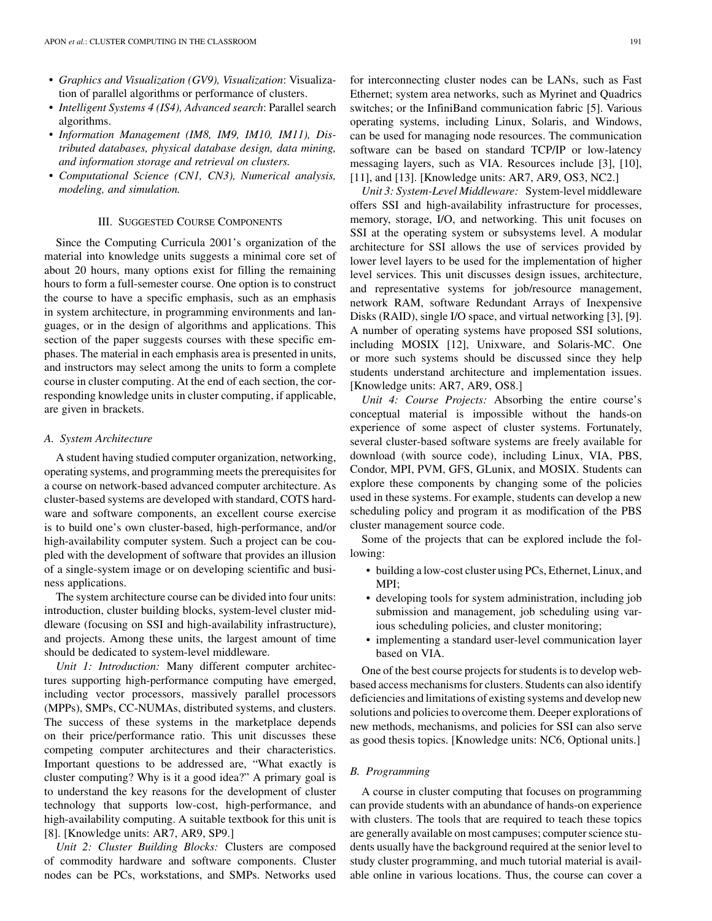- *Graphics and Visualization (GV9), Visualization*: Visualization of parallel algorithms or performance of clusters.
- *Intelligent Systems 4 (IS4), Advanced search*: Parallel search algorithms.
- *Information Management (IM8, IM9, IM10, IM11), Distributed databases, physical database design, data mining, and information storage and retrieval on clusters.*
- *Computational Science (CN1, CN3), Numerical analysis, modeling, and simulation.*

## III. Suggested Course Components

Since the Computing Curricula 2001's organization of the material into knowledge units suggests a minimal core set of about 20 hours, many options exist for filling the remaining hours to form a full-semester course. One option is to construct the course to have a specific emphasis, such as an emphasis in system architecture, in programming environments and languages, or in the design of algorithms and applications. This section of the paper suggests courses with these specific emphases. The material in each emphasis area is presented in units, and instructors may select among the units to form a complete course in cluster computing. At the end of each section, the corresponding knowledge units in cluster computing, if applicable, are given in brackets.

### A. System Architecture

A student having studied computer organization, networking, operating systems, and programming meets the prerequisites for a course on network-based advanced computer architecture. As cluster-based systems are developed with standard, COTS hardware and software components, an excellent course exercise is to build one's own cluster-based, high-performance, and/or high-availability computer system. Such a project can be coupled with the development of software that provides an illusion of a single-system image or on developing scientific and business applications.

The system architecture course can be divided into four units: introduction, cluster building blocks, system-level cluster middleware (focusing on SSI and high-availability infrastructure), and projects. Among these units, the largest amount of time should be dedicated to system-level middleware.

*Unit 1: Introduction:* Many different computer architectures supporting high-performance computing have emerged, including vector processors, massively parallel processors (MPPs), SMPs, CC-NUMAs, distributed systems, and clusters. The success of these systems in the marketplace depends on their price/performance ratio. This unit discusses these competing computer architectures and their characteristics. Important questions to be addressed are, "What exactly is cluster computing? Why is it a good idea?" A primary goal is to understand the key reasons for the development of cluster technology that supports low-cost, high-performance, and high-availability computing. A suitable textbook for this unit is [8]. [Knowledge units: AR7, AR9, SP9.]

*Unit 2: Cluster Building Blocks:* Clusters are composed of commodity hardware and software components. Cluster nodes can be PCs, workstations, and SMPs. Networks used for interconnecting cluster nodes can be LANs, such as Fast Ethernet; system area networks, such as Myrinet and Quadrics switches; or the InfiniBand communication fabric [5]. Various operating systems, including Linux, Solaris, and Windows, can be used for managing node resources. The communication software can be based on standard TCP/IP or low-latency messaging layers, such as VIA. Resources include [3], [10], [11], and [13]. [Knowledge units: AR7, AR9, OS3, NC2.]

*Unit 3: System-Level Middleware:* System-level middleware offers SSI and high-availability infrastructure for processes, memory, storage, I/O, and networking. This unit focuses on SSI at the operating system or subsystems level. A modular architecture for SSI allows the use of services provided by lower level layers to be used for the implementation of higher level services. This unit discusses design issues, architecture, and representative systems for job/resource management, network RAM, software Redundant Arrays of Inexpensive Disks (RAID), single I/O space, and virtual networking [3], [9]. A number of operating systems have proposed SSI solutions, including MOSIX [12], Unixware, and Solaris-MC. One or more such systems should be discussed since they help students understand architecture and implementation issues. [Knowledge units: AR7, AR9, OS8.]

*Unit 4: Course Projects:* Absorbing the entire course's conceptual material is impossible without the hands-on experience of some aspect of cluster systems. Fortunately, several cluster-based software systems are freely available for download (with source code), including Linux, VIA, PBS, Condor, MPI, PVM, GFS, GLunix, and MOSIX. Students can explore these components by changing some of the policies used in these systems. For example, students can develop a new scheduling policy and program it as modification of the PBS cluster management source code.

Some of the projects that can be explored include the following:

- building a low-cost cluster using PCs, Ethernet, Linux, and MPI;
- developing tools for system administration, including job submission and management, job scheduling using various scheduling policies, and cluster monitoring;
- implementing a standard user-level communication layer based on VIA.

One of the best course projects for students is to develop web-based access mechanisms for clusters. Students can also identify deficiencies and limitations of existing systems and develop new solutions and policies to overcome them. Deeper explorations of new methods, mechanisms, and policies for SSI can also serve as good thesis topics. [Knowledge units: NC6, Optional units.]

### B. Programming

A course in cluster computing that focuses on programming can provide students with an abundance of hands-on experience with clusters. The tools that are required to teach these topics are generally available on most campuses; computer science students usually have the background required at the senior level to study cluster programming, and much tutorial material is available online in various locations. Thus, the course can cover a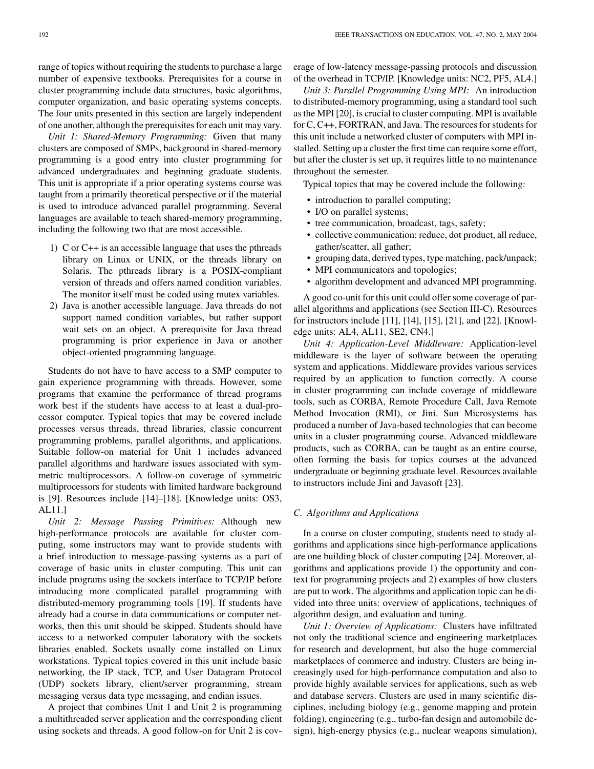range of topics without requiring the students to purchase a large number of expensive textbooks. Prerequisites for a course in cluster programming include data structures, basic algorithms, computer organization, and basic operating systems concepts. The four units presented in this section are largely independent of one another, although the prerequisites for each unit may vary.

*Unit 1: Shared-Memory Programming:* Given that many clusters are composed of SMPs, background in shared-memory programming is a good entry into cluster programming for advanced undergraduates and beginning graduate students. This unit is appropriate if a prior operating systems course was taught from a primarily theoretical perspective or if the material is used to introduce advanced parallel programming. Several languages are available to teach shared-memory programming, including the following two that are most accessible.

1) C or C++ is an accessible language that uses the pthreads library on Linux or UNIX, or the threads library on Solaris. The pthreads library is a POSIX-compliant version of threads and offers named condition variables. The monitor itself must be coded using mutex variables.
2) Java is another accessible language. Java threads do not support named condition variables, but rather support wait sets on an object. A prerequisite for Java thread programming is prior experience in Java or another object-oriented programming language.

Students do not have to have access to a SMP computer to gain experience programming with threads. However, some programs that examine the performance of thread programs work best if the students have access to at least a dual-processor computer. Typical topics that may be covered include processes versus threads, thread libraries, classic concurrent programming problems, parallel algorithms, and applications. Suitable follow-on material for Unit 1 includes advanced parallel algorithms and hardware issues associated with symmetric multiprocessors. A follow-on coverage of symmetric multiprocessors for students with limited hardware background is [9]. Resources include [14]–[18]. [Knowledge units: OS3, AL11.]

*Unit 2: Message Passing Primitives:* Although new high-performance protocols are available for cluster computing, some instructors may want to provide students with a brief introduction to message-passing systems as a part of coverage of basic units in cluster computing. This unit can include programs using the sockets interface to TCP/IP before introducing more complicated parallel programming with distributed-memory programming tools [19]. If students have already had a course in data communications or computer networks, then this unit should be skipped. Students should have access to a networked computer laboratory with the sockets libraries enabled. Sockets usually come installed on Linux workstations. Typical topics covered in this unit include basic networking, the IP stack, TCP, and User Datagram Protocol (UDP) sockets library, client/server programming, stream messaging versus data type messaging, and endian issues.

A project that combines Unit 1 and Unit 2 is programming a multithreaded server application and the corresponding client using sockets and threads. A good follow-on for Unit 2 is coverage of low-latency message-passing protocols and discussion of the overhead in TCP/IP. [Knowledge units: NC2, PF5, AL4.]

*Unit 3: Parallel Programming Using MPI:* An introduction to distributed-memory programming, using a standard tool such as the MPI [20], is crucial to cluster computing. MPI is available for C, C++, FORTRAN, and Java. The resources for students for this unit include a networked cluster of computers with MPI installed. Setting up a cluster the first time can require some effort, but after the cluster is set up, it requires little to no maintenance throughout the semester.

Typical topics that may be covered include the following:

- introduction to parallel computing;
- I/O on parallel systems;
- tree communication, broadcast, tags, safety;
- collective communication: reduce, dot product, all reduce, gather/scatter, all gather;
- grouping data, derived types, type matching, pack/unpack;
- MPI communicators and topologies;
- algorithm development and advanced MPI programming.

A good co-unit for this unit could offer some coverage of parallel algorithms and applications (see Section III-C). Resources for instructors include [11], [14], [15], [21], and [22]. [Knowledge units: AL4, AL11, SE2, CN4.]

*Unit 4: Application-Level Middleware:* Application-level middleware is the layer of software between the operating system and applications. Middleware provides various services required by an application to function correctly. A course in cluster programming can include coverage of middleware tools, such as CORBA, Remote Procedure Call, Java Remote Method Invocation (RMI), or Jini. Sun Microsystems has produced a number of Java-based technologies that can become units in a cluster programming course. Advanced middleware products, such as CORBA, can be taught as an entire course, often forming the basis for topics courses at the advanced undergraduate or beginning graduate level. Resources available to instructors include Jini and Javasoft [23].

### *C. Algorithms and Applications*

In a course on cluster computing, students need to study algorithms and applications since high-performance applications are one building block of cluster computing [24]. Moreover, algorithms and applications provide 1) the opportunity and context for programming projects and 2) examples of how clusters are put to work. The algorithms and application topic can be divided into three units: overview of applications, techniques of algorithm design, and evaluation and tuning.

*Unit 1: Overview of Applications:* Clusters have infiltrated not only the traditional science and engineering marketplaces for research and development, but also the huge commercial marketplaces of commerce and industry. Clusters are being increasingly used for high-performance computation and also to provide highly available services for applications, such as web and database servers. Clusters are used in many scientific disciplines, including biology (e.g., genome mapping and protein folding), engineering (e.g., turbo-fan design and automobile design), high-energy physics (e.g., nuclear weapons simulation),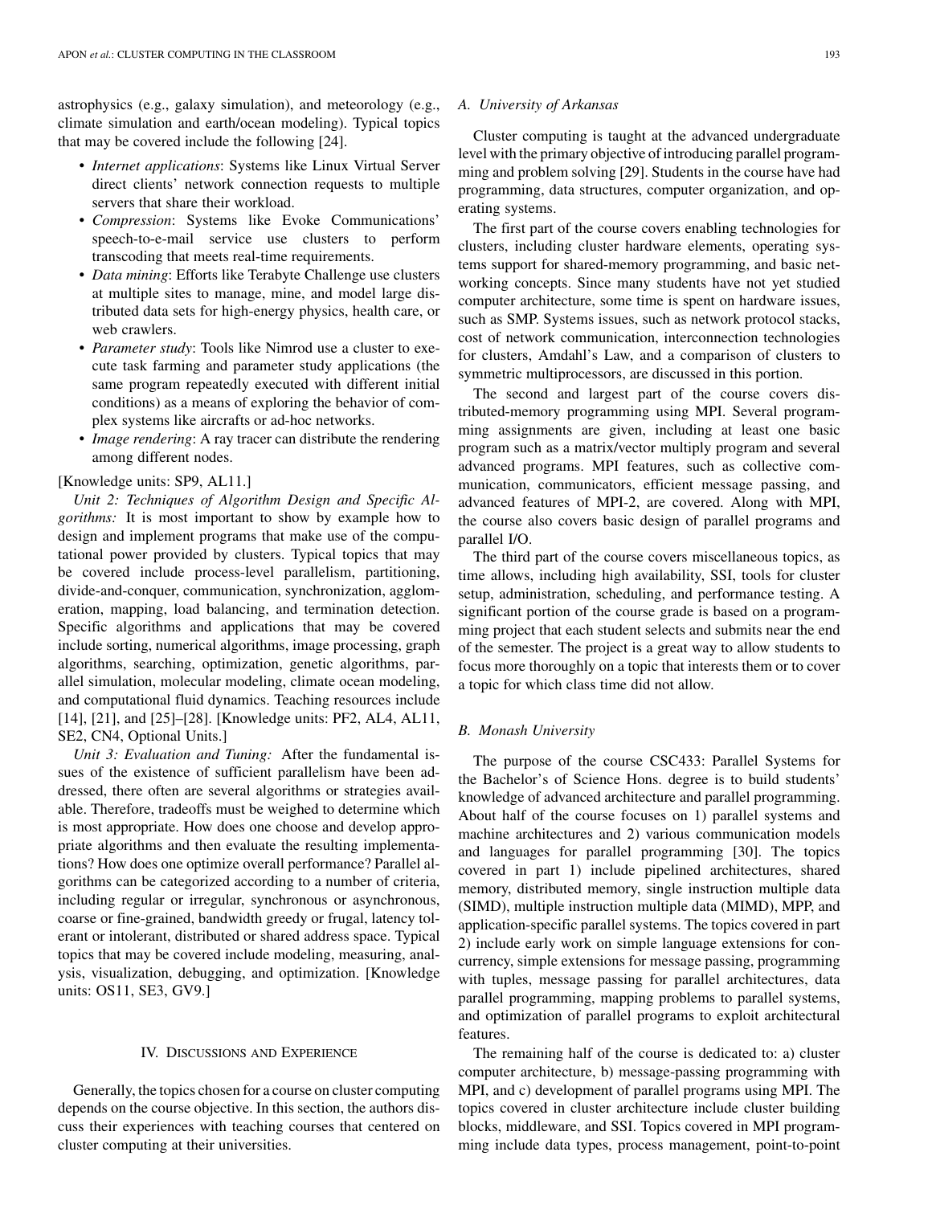astrophysics (e.g., galaxy simulation), and meteorology (e.g., climate simulation and earth/ocean modeling). Typical topics that may be covered include the following [24].

- *Internet applications*: Systems like Linux Virtual Server direct clients' network connection requests to multiple servers that share their workload.
- *Compression*: Systems like Evoke Communications' speech-to-e-mail service use clusters to perform transcoding that meets real-time requirements.
- *Data mining*: Efforts like Terabyte Challenge use clusters at multiple sites to manage, mine, and model large distributed data sets for high-energy physics, health care, or web crawlers.
- *Parameter study*: Tools like Nimrod use a cluster to execute task farming and parameter study applications (the same program repeatedly executed with different initial conditions) as a means of exploring the behavior of complex systems like aircrafts or ad-hoc networks.
- *Image rendering*: A ray tracer can distribute the rendering among different nodes.

[Knowledge units: SP9, AL11.]

*Unit 2: Techniques of Algorithm Design and Specific Algorithms:* It is most important to show by example how to design and implement programs that make use of the computational power provided by clusters. Typical topics that may be covered include process-level parallelism, partitioning, divide-and-conquer, communication, synchronization, agglomeration, mapping, load balancing, and termination detection. Specific algorithms and applications that may be covered include sorting, numerical algorithms, image processing, graph algorithms, searching, optimization, genetic algorithms, parallel simulation, molecular modeling, climate ocean modeling, and computational fluid dynamics. Teaching resources include [14], [21], and [25]–[28]. [Knowledge units: PF2, AL4, AL11, SE2, CN4, Optional Units.]

*Unit 3: Evaluation and Tuning:* After the fundamental issues of the existence of sufficient parallelism have been addressed, there often are several algorithms or strategies available. Therefore, tradeoffs must be weighed to determine which is most appropriate. How does one choose and develop appropriate algorithms and then evaluate the resulting implementations? How does one optimize overall performance? Parallel algorithms can be categorized according to a number of criteria, including regular or irregular, synchronous or asynchronous, coarse or fine-grained, bandwidth greedy or frugal, latency tolerant or intolerant, distributed or shared address space. Typical topics that may be covered include modeling, measuring, analysis, visualization, debugging, and optimization. [Knowledge units: OS11, SE3, GV9.]

## IV. Discussions and Experience

Generally, the topics chosen for a course on cluster computing depends on the course objective. In this section, the authors discuss their experiences with teaching courses that centered on cluster computing at their universities.

### A. University of Arkansas

Cluster computing is taught at the advanced undergraduate level with the primary objective of introducing parallel programming and problem solving [29]. Students in the course have had programming, data structures, computer organization, and operating systems.

The first part of the course covers enabling technologies for clusters, including cluster hardware elements, operating systems support for shared-memory programming, and basic networking concepts. Since many students have not yet studied computer architecture, some time is spent on hardware issues, such as SMP. Systems issues, such as network protocol stacks, cost of network communication, interconnection technologies for clusters, Amdahl's Law, and a comparison of clusters to symmetric multiprocessors, are discussed in this portion.

The second and largest part of the course covers distributed-memory programming using MPI. Several programming assignments are given, including at least one basic program such as a matrix/vector multiply program and several advanced programs. MPI features, such as collective communication, communicators, efficient message passing, and advanced features of MPI-2, are covered. Along with MPI, the course also covers basic design of parallel programs and parallel I/O.

The third part of the course covers miscellaneous topics, as time allows, including high availability, SSI, tools for cluster setup, administration, scheduling, and performance testing. A significant portion of the course grade is based on a programming project that each student selects and submits near the end of the semester. The project is a great way to allow students to focus more thoroughly on a topic that interests them or to cover a topic for which class time did not allow.

### B. Monash University

The purpose of the course CSC433: Parallel Systems for the Bachelor's of Science Hons. degree is to build students' knowledge of advanced architecture and parallel programming. About half of the course focuses on 1) parallel systems and machine architectures and 2) various communication models and languages for parallel programming [30]. The topics covered in part 1) include pipelined architectures, shared memory, distributed memory, single instruction multiple data (SIMD), multiple instruction multiple data (MIMD), MPP, and application-specific parallel systems. The topics covered in part 2) include early work on simple language extensions for concurrency, simple extensions for message passing, programming with tuples, message passing for parallel architectures, data parallel programming, mapping problems to parallel systems, and optimization of parallel programs to exploit architectural features.

The remaining half of the course is dedicated to: a) cluster computer architecture, b) message-passing programming with MPI, and c) development of parallel programs using MPI. The topics covered in cluster architecture include cluster building blocks, middleware, and SSI. Topics covered in MPI programming include data types, process management, point-to-point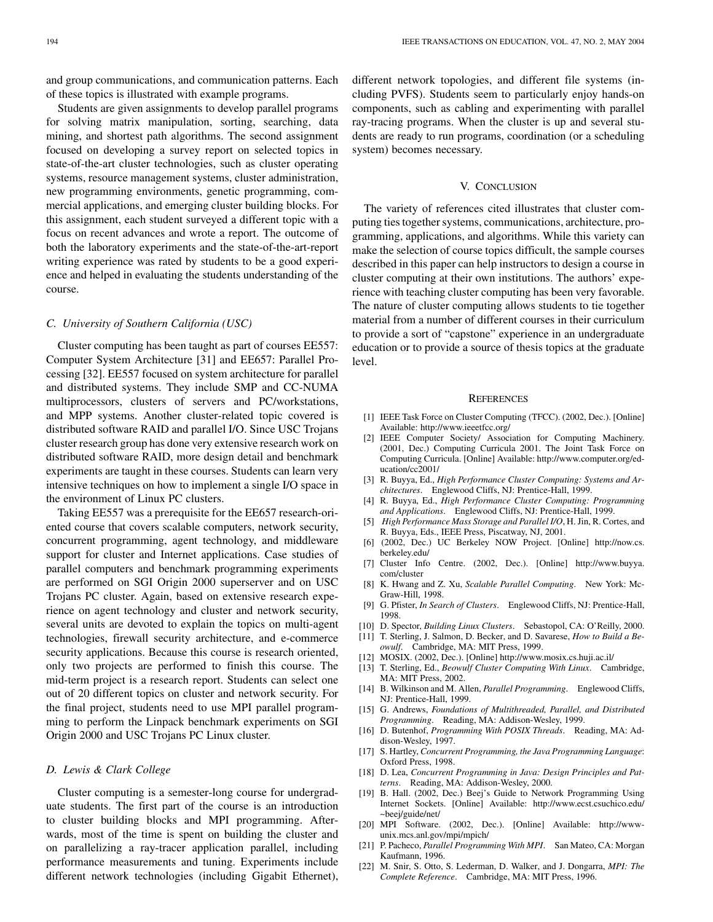and group communications, and communication patterns. Each of these topics is illustrated with example programs.

Students are given assignments to develop parallel programs for solving matrix manipulation, sorting, searching, data mining, and shortest path algorithms. The second assignment focused on developing a survey report on selected topics in state-of-the-art cluster technologies, such as cluster operating systems, resource management systems, cluster administration, new programming environments, genetic programming, commercial applications, and emerging cluster building blocks. For this assignment, each student surveyed a different topic with a focus on recent advances and wrote a report. The outcome of both the laboratory experiments and the state-of-the-art-report writing experience was rated by students to be a good experience and helped in evaluating the students understanding of the course.

### *C. University of Southern California (USC)*

Cluster computing has been taught as part of courses EE557: Computer System Architecture [31] and EE657: Parallel Processing [32]. EE557 focused on system architecture for parallel and distributed systems. They include SMP and CC-NUMA multiprocessors, clusters of servers and PC/workstations, and MPP systems. Another cluster-related topic covered is distributed software RAID and parallel I/O. Since USC Trojans cluster research group has done very extensive research work on distributed software RAID, more design detail and benchmark experiments are taught in these courses. Students can learn very intensive techniques on how to implement a single I/O space in the environment of Linux PC clusters.

Taking EE557 was a prerequisite for the EE657 research-oriented course that covers scalable computers, network security, concurrent programming, agent technology, and middleware support for cluster and Internet applications. Case studies of parallel computers and benchmark programming experiments are performed on SGI Origin 2000 superserver and on USC Trojans PC cluster. Again, based on extensive research experience on agent technology and cluster and network security, several units are devoted to explain the topics on multi-agent technologies, firewall security architecture, and e-commerce security applications. Because this course is research oriented, only two projects are performed to finish this course. The mid-term project is a research report. Students can select one out of 20 different topics on cluster and network security. For the final project, students need to use MPI parallel programming to perform the Linpack benchmark experiments on SGI Origin 2000 and USC Trojans PC Linux cluster.

### *D. Lewis & Clark College*

Cluster computing is a semester-long course for undergraduate students. The first part of the course is an introduction to cluster building blocks and MPI programming. Afterwards, most of the time is spent on building the cluster and on parallelizing a ray-tracer application parallel, including performance measurements and tuning. Experiments include different network technologies (including Gigabit Ethernet), different network topologies, and different file systems (including PVFS). Students seem to particularly enjoy hands-on components, such as cabling and experimenting with parallel ray-tracing programs. When the cluster is up and several students are ready to run programs, coordination (or a scheduling system) becomes necessary.

## V. Conclusion

The variety of references cited illustrates that cluster computing ties together systems, communications, architecture, programming, applications, and algorithms. While this variety can make the selection of course topics difficult, the sample courses described in this paper can help instructors to design a course in cluster computing at their own institutions. The authors' experience with teaching cluster computing has been very favorable. The nature of cluster computing allows students to tie together material from a number of different courses in their curriculum to provide a sort of "capstone" experience in an undergraduate education or to provide a source of thesis topics at the graduate level.

## References

[1] IEEE Task Force on Cluster Computing (TFCC). (2002, Dec.). [Online] Available: http://www.ieeetfcc.org/

[2] IEEE Computer Society/ Association for Computing Machinery. (2001, Dec.) Computing Curricula 2001. The Joint Task Force on Computing Curricula. [Online] Available: http://www.computer.org/education/cc2001/

[3] R. Buyya, Ed., *High Performance Cluster Computing: Systems and Architectures*. Englewood Cliffs, NJ: Prentice-Hall, 1999.

[4] R. Buyya, Ed., *High Performance Cluster Computing: Programming and Applications*. Englewood Cliffs, NJ: Prentice-Hall, 1999.

[5] *High Performance Mass Storage and Parallel I/O*, H. Jin, R. Cortes, and R. Buyya, Eds., IEEE Press, Piscatway, NJ, 2001.

[6] (2002, Dec.) UC Berkeley NOW Project. [Online] http://now.cs.berkeley.edu/

[7] Cluster Info Centre. (2002, Dec.). [Online] http://www.buyya.com/cluster

[8] K. Hwang and Z. Xu, *Scalable Parallel Computing*. New York: McGraw-Hill, 1998.

[9] G. Pfister, *In Search of Clusters*. Englewood Cliffs, NJ: Prentice-Hall, 1998.

[10] D. Spector, *Building Linux Clusters*. Sebastopol, CA: O'Reilly, 2000.

[11] T. Sterling, J. Salmon, D. Becker, and D. Savarese, *How to Build a Beowulf*. Cambridge, MA: MIT Press, 1999.

[12] MOSIX. (2002, Dec.). [Online] http://www.mosix.cs.huji.ac.il/

[13] T. Sterling, Ed., *Beowulf Cluster Computing With Linux*. Cambridge, MA: MIT Press, 2002.

[14] B. Wilkinson and M. Allen, *Parallel Programming*. Englewood Cliffs, NJ: Prentice-Hall, 1999.

[15] G. Andrews, *Foundations of Multithreaded, Parallel, and Distributed Programming*. Reading, MA: Addison-Wesley, 1999.

[16] D. Butenhof, *Programming With POSIX Threads*. Reading, MA: Addison-Wesley, 1997.

[17] S. Hartley, *Concurrent Programming, the Java Programming Language*: Oxford Press, 1998.

[18] D. Lea, *Concurrent Programming in Java: Design Principles and Patterns*. Reading, MA: Addison-Wesley, 2000.

[19] B. Hall. (2002, Dec.) Beej's Guide to Network Programming Using Internet Sockets. [Online] Available: http://www.ecst.csuchico.edu/~beej/guide/net/

[20] MPI Software. (2002, Dec.). [Online] Available: http://www-unix.mcs.anl.gov/mpi/mpich/

[21] P. Pacheco, *Parallel Programming With MPI*. San Mateo, CA: Morgan Kaufmann, 1996.

[22] M. Snir, S. Otto, S. Lederman, D. Walker, and J. Dongarra, *MPI: The Complete Reference*. Cambridge, MA: MIT Press, 1996.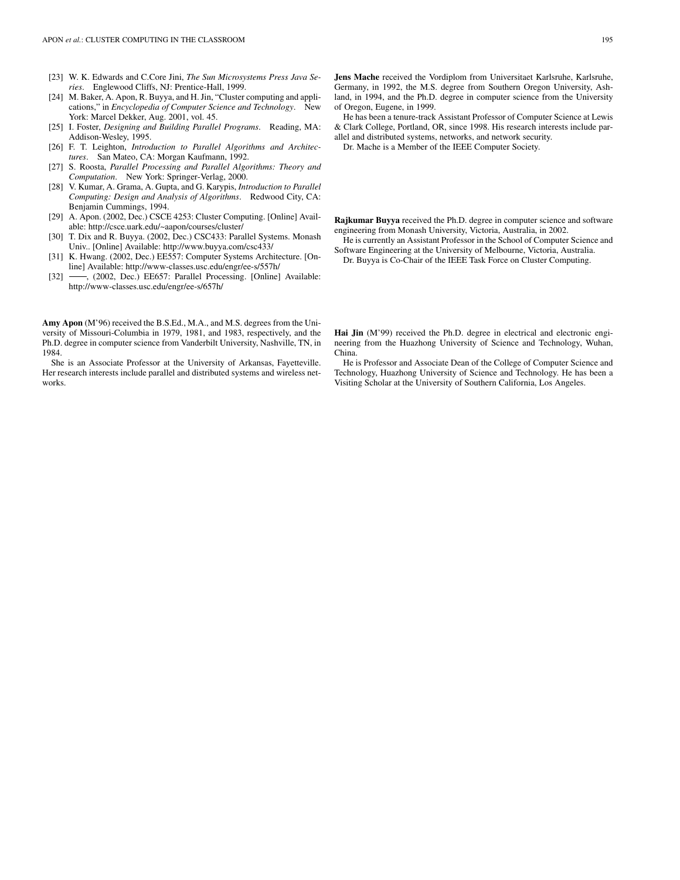[23] W. K. Edwards and C.Core Jini, *The Sun Microsystems Press Java Series*. Englewood Cliffs, NJ: Prentice-Hall, 1999.

[24] M. Baker, A. Apon, R. Buyya, and H. Jin, "Cluster computing and applications," in *Encyclopedia of Computer Science and Technology*. New York: Marcel Dekker, Aug. 2001, vol. 45.

[25] I. Foster, *Designing and Building Parallel Programs*. Reading, MA: Addison-Wesley, 1995.

[26] F. T. Leighton, *Introduction to Parallel Algorithms and Architectures*. San Mateo, CA: Morgan Kaufmann, 1992.

[27] S. Roosta, *Parallel Processing and Parallel Algorithms: Theory and Computation*. New York: Springer-Verlag, 2000.

[28] V. Kumar, A. Grama, A. Gupta, and G. Karypis, *Introduction to Parallel Computing: Design and Analysis of Algorithms*. Redwood City, CA: Benjamin Cummings, 1994.

[29] A. Apon. (2002, Dec.) CSCE 4253: Cluster Computing. [Online] Available: http://csce.uark.edu/~aapon/courses/cluster/

[30] T. Dix and R. Buyya. (2002, Dec.) CSC433: Parallel Systems. Monash Univ.. [Online] Available: http://www.buyya.com/csc433/

[31] K. Hwang. (2002, Dec.) EE557: Computer Systems Architecture. [Online] Available: http://www-classes.usc.edu/engr/ee-s/557h/

[32] ——, (2002, Dec.) EE657: Parallel Processing. [Online] Available: http://www-classes.usc.edu/engr/ee-s/657h/

**Amy Apon** (M'96) received the B.S.Ed., M.A., and M.S. degrees from the University of Missouri-Columbia in 1979, 1981, and 1983, respectively, and the Ph.D. degree in computer science from Vanderbilt University, Nashville, TN, in 1984.

She is an Associate Professor at the University of Arkansas, Fayetteville. Her research interests include parallel and distributed systems and wireless networks.

**Jens Mache** received the Vordiplom from Universitaet Karlsruhe, Karlsruhe, Germany, in 1992, the M.S. degree from Southern Oregon University, Ashland, in 1994, and the Ph.D. degree in computer science from the University of Oregon, Eugene, in 1999.

He has been a tenure-track Assistant Professor of Computer Science at Lewis & Clark College, Portland, OR, since 1998. His research interests include parallel and distributed systems, networks, and network security.

Dr. Mache is a Member of the IEEE Computer Society.

**Rajkumar Buyya** received the Ph.D. degree in computer science and software engineering from Monash University, Victoria, Australia, in 2002.

He is currently an Assistant Professor in the School of Computer Science and Software Engineering at the University of Melbourne, Victoria, Australia.

Dr. Buyya is Co-Chair of the IEEE Task Force on Cluster Computing.

**Hai Jin** (M'99) received the Ph.D. degree in electrical and electronic engineering from the Huazhong University of Science and Technology, Wuhan, China.

He is Professor and Associate Dean of the College of Computer Science and Technology, Huazhong University of Science and Technology. He has been a Visiting Scholar at the University of Southern California, Los Angeles.